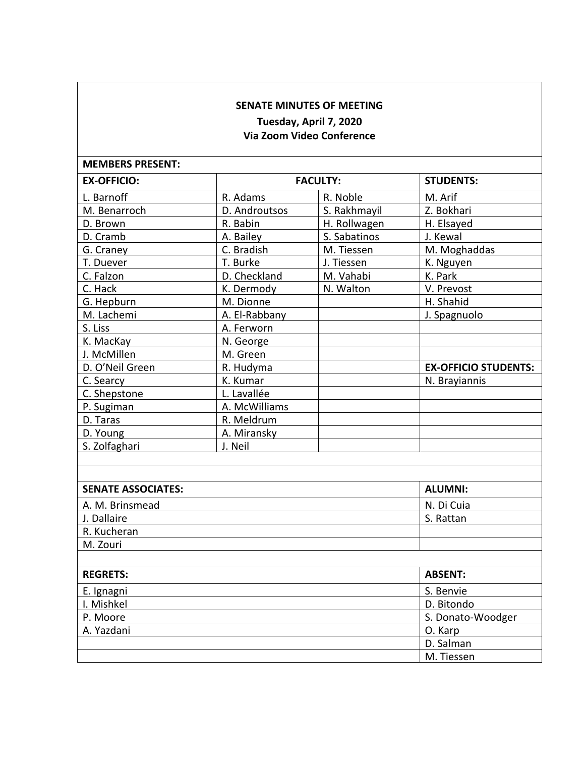**SENATE MINUTES OF MEETING**

**Tuesday, April 7, 2020**

**Via Zoom Video Conference**

**MEMBERS PRESENT:**

| **EX-OFFICIO:** | **FACULTY:** | | **STUDENTS:** |
|---|---|---|---|
| L. Barnoff | R. Adams | R. Noble | M. Arif |
| M. Benarroch | D. Androutsos | S. Rakhmayil | Z. Bokhari |
| D. Brown | R. Babin | H. Rollwagen | H. Elsayed |
| D. Cramb | A. Bailey | S. Sabatinos | J. Kewal |
| G. Craney | C. Bradish | M. Tiessen | M. Moghaddas |
| T. Duever | T. Burke | J. Tiessen | K. Nguyen |
| C. Falzon | D. Checkland | M. Vahabi | K. Park |
| C. Hack | K. Dermody | N. Walton | V. Prevost |
| G. Hepburn | M. Dionne | | H. Shahid |
| M. Lachemi | A. El-Rabbany | | J. Spagnuolo |
| S. Liss | A. Ferworn | | |
| K. MacKay | N. George | | |
| J. McMillen | M. Green | | |
| D. O'Neil Green | R. Hudyma | | **EX-OFFICIO STUDENTS:** |
| C. Searcy | K. Kumar | | N. Brayiannis |
| C. Shepstone | L. Lavallée | | |
| P. Sugiman | A. McWilliams | | |
| D. Taras | R. Meldrum | | |
| D. Young | A. Miransky | | |
| S. Zolfaghari | J. Neil | | |

| **SENATE ASSOCIATES:** | **ALUMNI:** |
|---|---|
| A. M. Brinsmead | N. Di Cuia |
| J. Dallaire | S. Rattan |
| R. Kucheran | |
| M. Zouri | |

| **REGRETS:** | **ABSENT:** |
|---|---|
| E. Ignagni | S. Benvie |
| I. Mishkel | D. Bitondo |
| P. Moore | S. Donato-Woodger |
| A. Yazdani | O. Karp |
| | D. Salman |
| | M. Tiessen |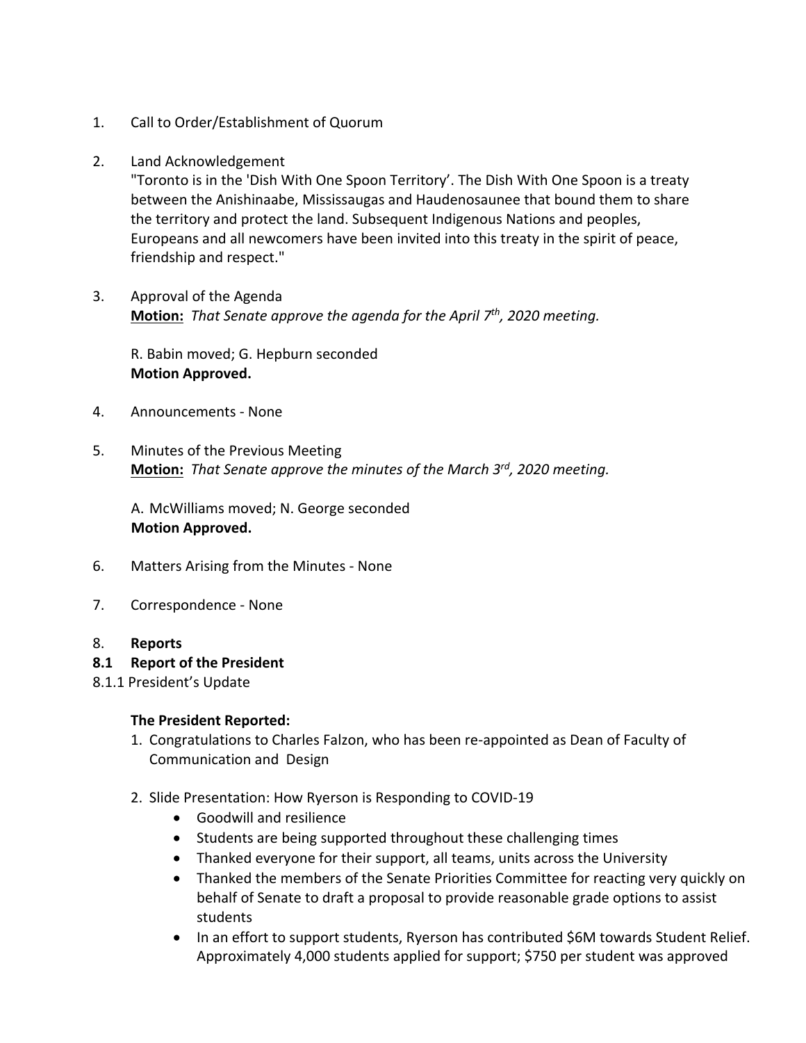1. Call to Order/Establishment of Quorum

2. Land Acknowledgement
   "Toronto is in the 'Dish With One Spoon Territory'. The Dish With One Spoon is a treaty between the Anishinaabe, Mississaugas and Haudenosaunee that bound them to share the territory and protect the land. Subsequent Indigenous Nations and peoples, Europeans and all newcomers have been invited into this treaty in the spirit of peace, friendship and respect."

3. Approval of the Agenda
   **Motion:** *That Senate approve the agenda for the April 7th, 2020 meeting.*

   R. Babin moved; G. Hepburn seconded
   **Motion Approved.**

4. Announcements - None

5. Minutes of the Previous Meeting
   **Motion:** *That Senate approve the minutes of the March 3rd, 2020 meeting.*

   A. McWilliams moved; N. George seconded
   **Motion Approved.**

6. Matters Arising from the Minutes - None

7. Correspondence - None

8. **Reports**

**8.1 Report of the President**

8.1.1 President's Update

**The President Reported:**

1. Congratulations to Charles Falzon, who has been re-appointed as Dean of Faculty of Communication and Design

2. Slide Presentation: How Ryerson is Responding to COVID-19
   - Goodwill and resilience
   - Students are being supported throughout these challenging times
   - Thanked everyone for their support, all teams, units across the University
   - Thanked the members of the Senate Priorities Committee for reacting very quickly on behalf of Senate to draft a proposal to provide reasonable grade options to assist students
   - In an effort to support students, Ryerson has contributed $6M towards Student Relief. Approximately 4,000 students applied for support; $750 per student was approved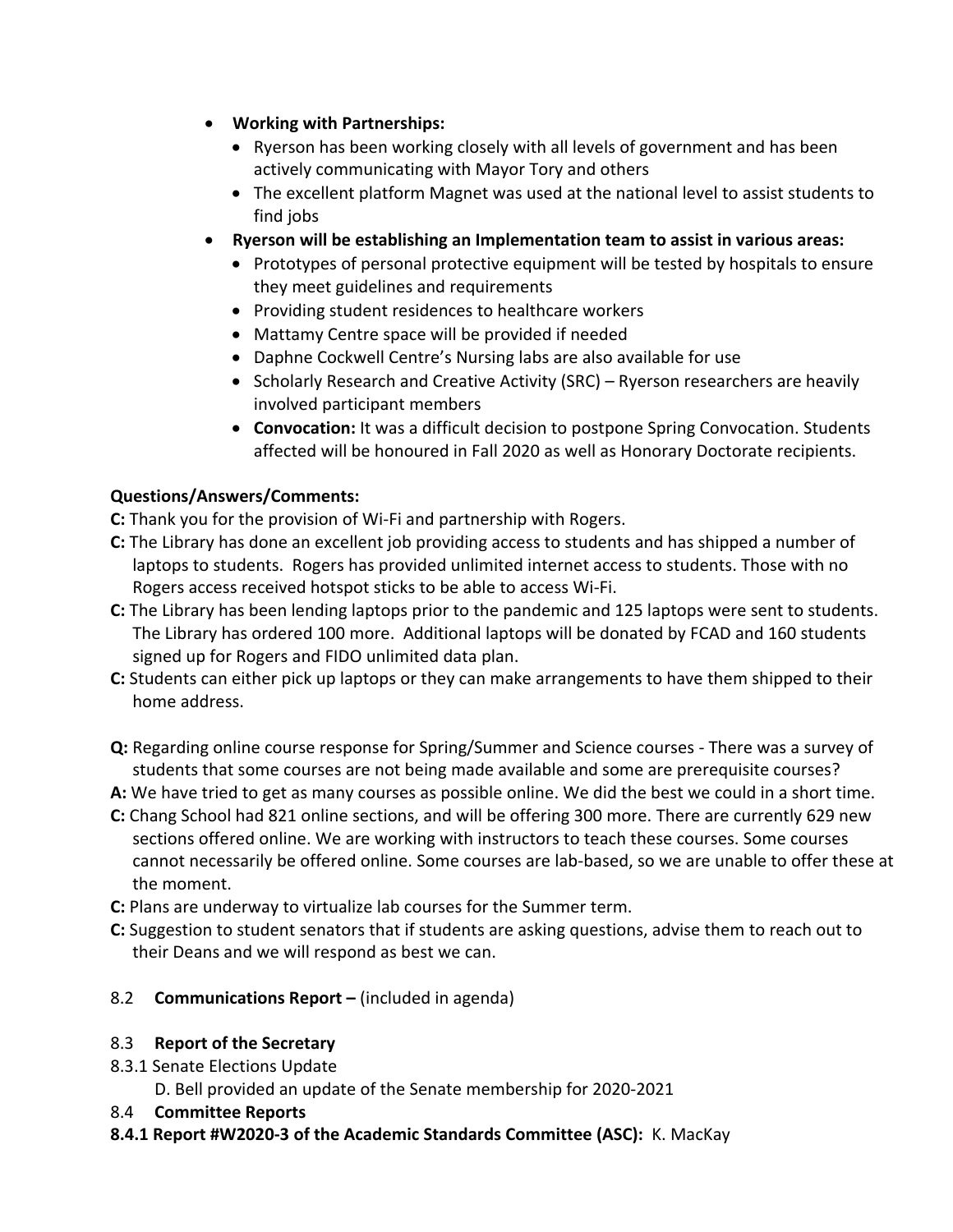- **Working with Partnerships:**
  - Ryerson has been working closely with all levels of government and has been actively communicating with Mayor Tory and others
  - The excellent platform Magnet was used at the national level to assist students to find jobs
- **Ryerson will be establishing an Implementation team to assist in various areas:**
  - Prototypes of personal protective equipment will be tested by hospitals to ensure they meet guidelines and requirements
  - Providing student residences to healthcare workers
  - Mattamy Centre space will be provided if needed
  - Daphne Cockwell Centre's Nursing labs are also available for use
  - Scholarly Research and Creative Activity (SRC) – Ryerson researchers are heavily involved participant members
  - **Convocation:** It was a difficult decision to postpone Spring Convocation. Students affected will be honoured in Fall 2020 as well as Honorary Doctorate recipients.

**Questions/Answers/Comments:**

**C:** Thank you for the provision of Wi-Fi and partnership with Rogers.

**C:** The Library has done an excellent job providing access to students and has shipped a number of laptops to students. Rogers has provided unlimited internet access to students. Those with no Rogers access received hotspot sticks to be able to access Wi-Fi.

**C:** The Library has been lending laptops prior to the pandemic and 125 laptops were sent to students. The Library has ordered 100 more. Additional laptops will be donated by FCAD and 160 students signed up for Rogers and FIDO unlimited data plan.

**C:** Students can either pick up laptops or they can make arrangements to have them shipped to their home address.

**Q:** Regarding online course response for Spring/Summer and Science courses - There was a survey of students that some courses are not being made available and some are prerequisite courses?

**A:** We have tried to get as many courses as possible online. We did the best we could in a short time.

**C:** Chang School had 821 online sections, and will be offering 300 more. There are currently 629 new sections offered online. We are working with instructors to teach these courses. Some courses cannot necessarily be offered online. Some courses are lab-based, so we are unable to offer these at the moment.

**C:** Plans are underway to virtualize lab courses for the Summer term.

**C:** Suggestion to student senators that if students are asking questions, advise them to reach out to their Deans and we will respond as best we can.

8.2 **Communications Report –** (included in agenda)

8.3 **Report of the Secretary**

8.3.1 Senate Elections Update

D. Bell provided an update of the Senate membership for 2020-2021

8.4 **Committee Reports**

**8.4.1 Report #W2020-3 of the Academic Standards Committee (ASC):** K. MacKay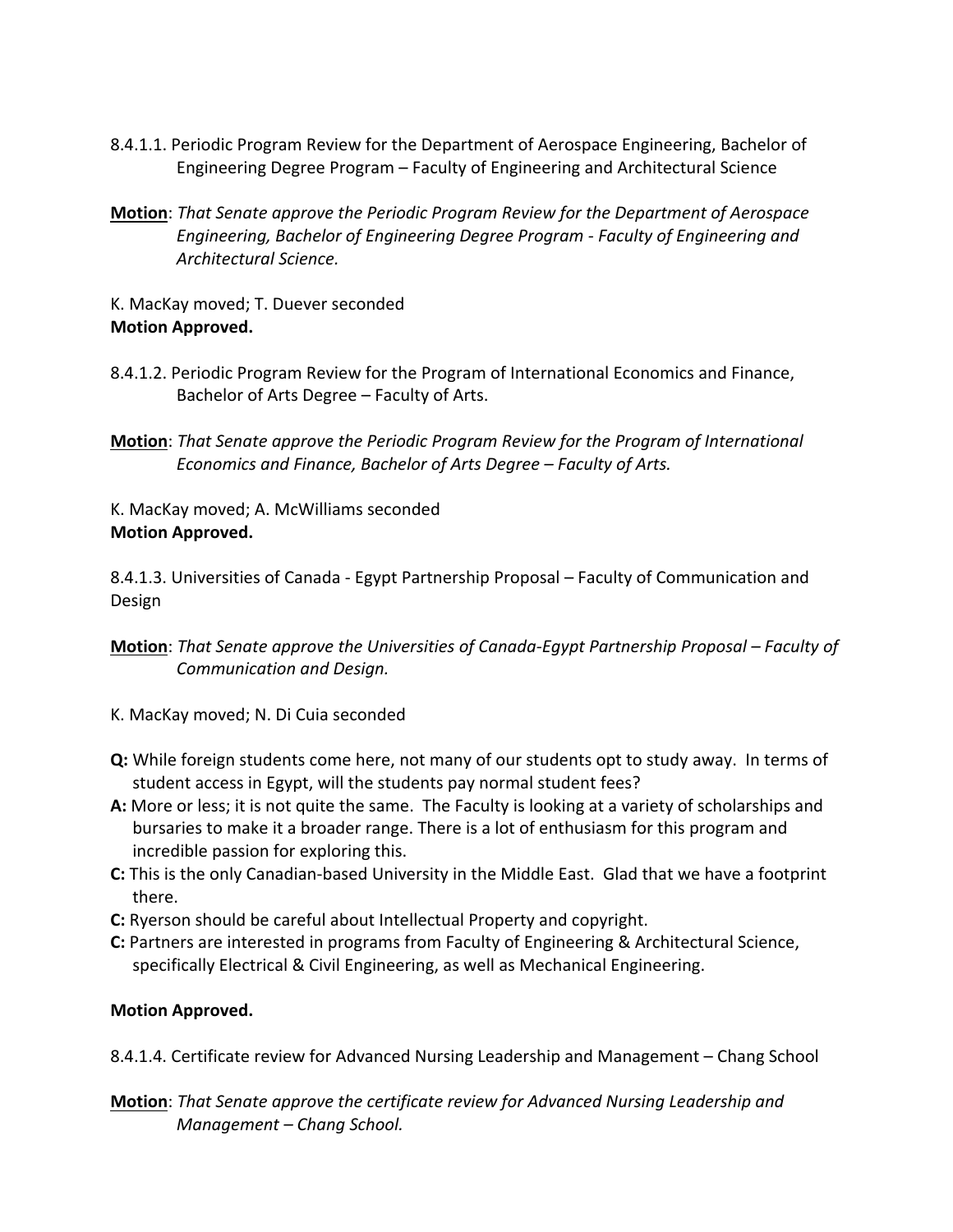8.4.1.1. Periodic Program Review for the Department of Aerospace Engineering, Bachelor of Engineering Degree Program – Faculty of Engineering and Architectural Science

**Motion**: *That Senate approve the Periodic Program Review for the Department of Aerospace Engineering, Bachelor of Engineering Degree Program - Faculty of Engineering and Architectural Science.*

K. MacKay moved; T. Duever seconded
**Motion Approved.**

8.4.1.2. Periodic Program Review for the Program of International Economics and Finance, Bachelor of Arts Degree – Faculty of Arts.

**Motion**: *That Senate approve the Periodic Program Review for the Program of International Economics and Finance, Bachelor of Arts Degree – Faculty of Arts.*

K. MacKay moved; A. McWilliams seconded
**Motion Approved.**

8.4.1.3. Universities of Canada - Egypt Partnership Proposal – Faculty of Communication and Design

**Motion**: *That Senate approve the Universities of Canada-Egypt Partnership Proposal – Faculty of Communication and Design.*

K. MacKay moved; N. Di Cuia seconded

**Q:** While foreign students come here, not many of our students opt to study away. In terms of student access in Egypt, will the students pay normal student fees?
**A:** More or less; it is not quite the same. The Faculty is looking at a variety of scholarships and bursaries to make it a broader range. There is a lot of enthusiasm for this program and incredible passion for exploring this.
**C:** This is the only Canadian-based University in the Middle East. Glad that we have a footprint there.
**C:** Ryerson should be careful about Intellectual Property and copyright.
**C:** Partners are interested in programs from Faculty of Engineering & Architectural Science, specifically Electrical & Civil Engineering, as well as Mechanical Engineering.

**Motion Approved.**

8.4.1.4. Certificate review for Advanced Nursing Leadership and Management – Chang School

**Motion**: *That Senate approve the certificate review for Advanced Nursing Leadership and Management – Chang School.*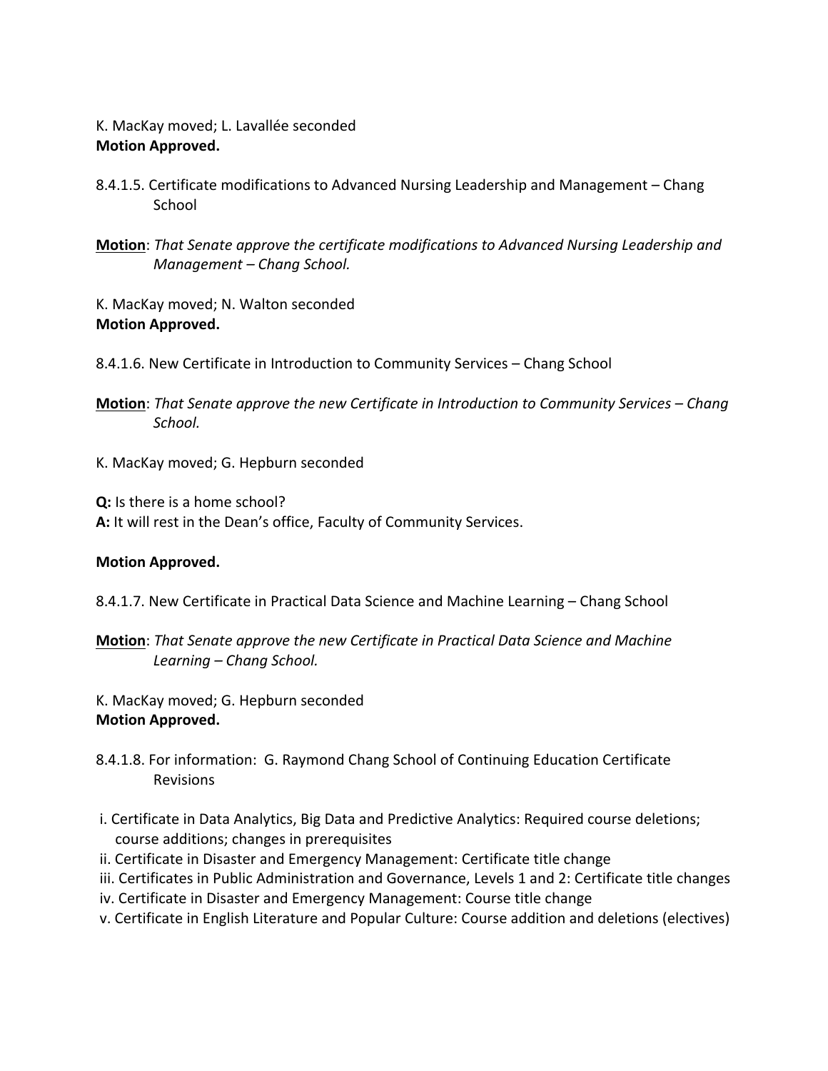K. MacKay moved; L. Lavallée seconded
**Motion Approved.**

8.4.1.5. Certificate modifications to Advanced Nursing Leadership and Management – Chang School

**Motion**: *That Senate approve the certificate modifications to Advanced Nursing Leadership and Management – Chang School.*

K. MacKay moved; N. Walton seconded
**Motion Approved.**

8.4.1.6. New Certificate in Introduction to Community Services – Chang School

**Motion**: *That Senate approve the new Certificate in Introduction to Community Services – Chang School.*

K. MacKay moved; G. Hepburn seconded

**Q:** Is there is a home school?
**A:** It will rest in the Dean's office, Faculty of Community Services.

**Motion Approved.**

8.4.1.7. New Certificate in Practical Data Science and Machine Learning – Chang School

**Motion**: *That Senate approve the new Certificate in Practical Data Science and Machine Learning – Chang School.*

K. MacKay moved; G. Hepburn seconded
**Motion Approved.**

8.4.1.8. For information: G. Raymond Chang School of Continuing Education Certificate Revisions

i. Certificate in Data Analytics, Big Data and Predictive Analytics: Required course deletions; course additions; changes in prerequisites
ii. Certificate in Disaster and Emergency Management: Certificate title change
iii. Certificates in Public Administration and Governance, Levels 1 and 2: Certificate title changes
iv. Certificate in Disaster and Emergency Management: Course title change
v. Certificate in English Literature and Popular Culture: Course addition and deletions (electives)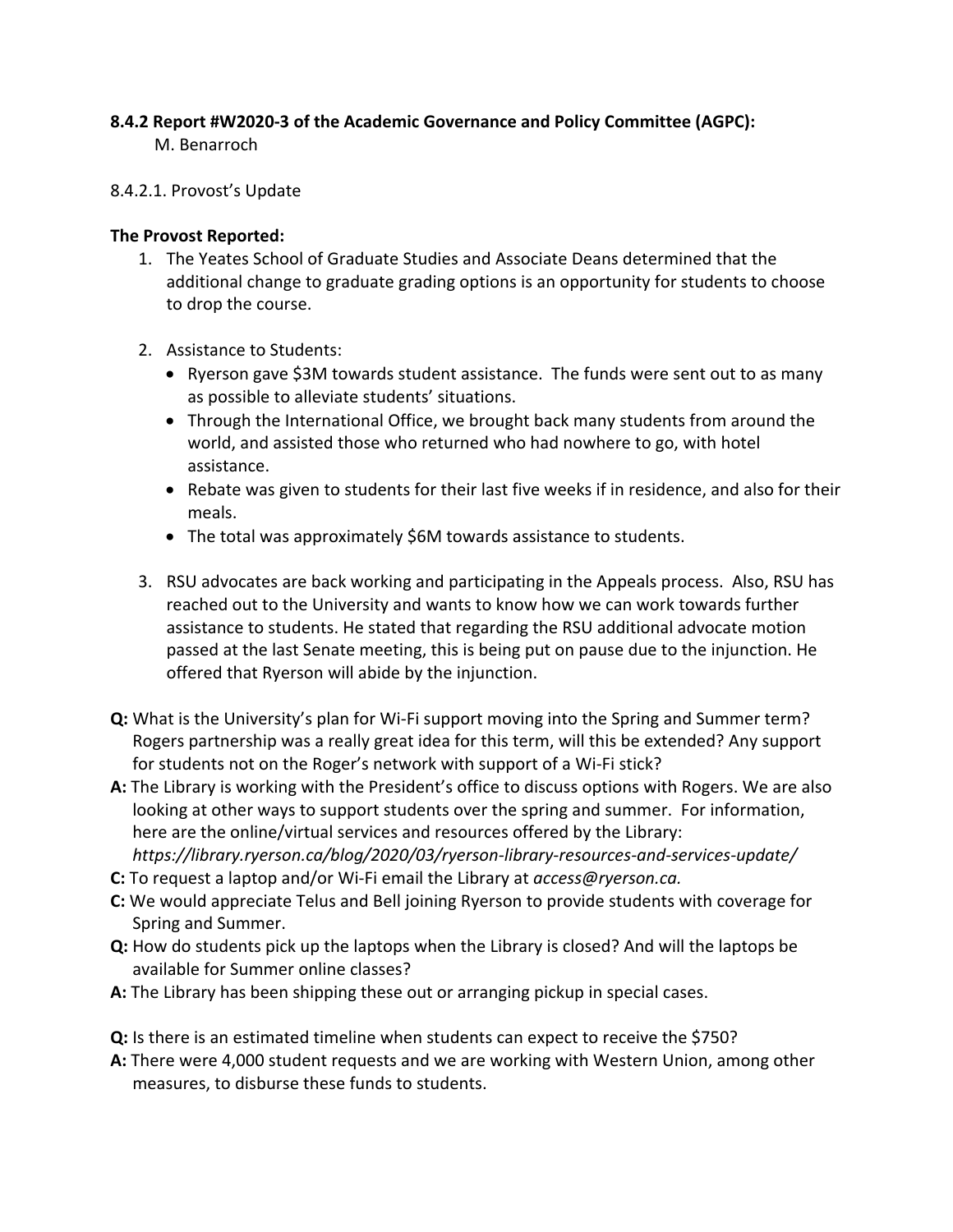**8.4.2 Report #W2020-3 of the Academic Governance and Policy Committee (AGPC):**
M. Benarroch

8.4.2.1. Provost's Update

**The Provost Reported:**

1. The Yeates School of Graduate Studies and Associate Deans determined that the additional change to graduate grading options is an opportunity for students to choose to drop the course.

2. Assistance to Students:
   - Ryerson gave $3M towards student assistance. The funds were sent out to as many as possible to alleviate students' situations.
   - Through the International Office, we brought back many students from around the world, and assisted those who returned who had nowhere to go, with hotel assistance.
   - Rebate was given to students for their last five weeks if in residence, and also for their meals.
   - The total was approximately $6M towards assistance to students.

3. RSU advocates are back working and participating in the Appeals process. Also, RSU has reached out to the University and wants to know how we can work towards further assistance to students. He stated that regarding the RSU additional advocate motion passed at the last Senate meeting, this is being put on pause due to the injunction. He offered that Ryerson will abide by the injunction.

**Q:** What is the University's plan for Wi-Fi support moving into the Spring and Summer term? Rogers partnership was a really great idea for this term, will this be extended? Any support for students not on the Roger's network with support of a Wi-Fi stick?

**A:** The Library is working with the President's office to discuss options with Rogers. We are also looking at other ways to support students over the spring and summer. For information, here are the online/virtual services and resources offered by the Library: *https://library.ryerson.ca/blog/2020/03/ryerson-library-resources-and-services-update/*

**C:** To request a laptop and/or Wi-Fi email the Library at *access@ryerson.ca.*

**C:** We would appreciate Telus and Bell joining Ryerson to provide students with coverage for Spring and Summer.

**Q:** How do students pick up the laptops when the Library is closed? And will the laptops be available for Summer online classes?

**A:** The Library has been shipping these out or arranging pickup in special cases.

**Q:** Is there is an estimated timeline when students can expect to receive the $750?

**A:** There were 4,000 student requests and we are working with Western Union, among other measures, to disburse these funds to students.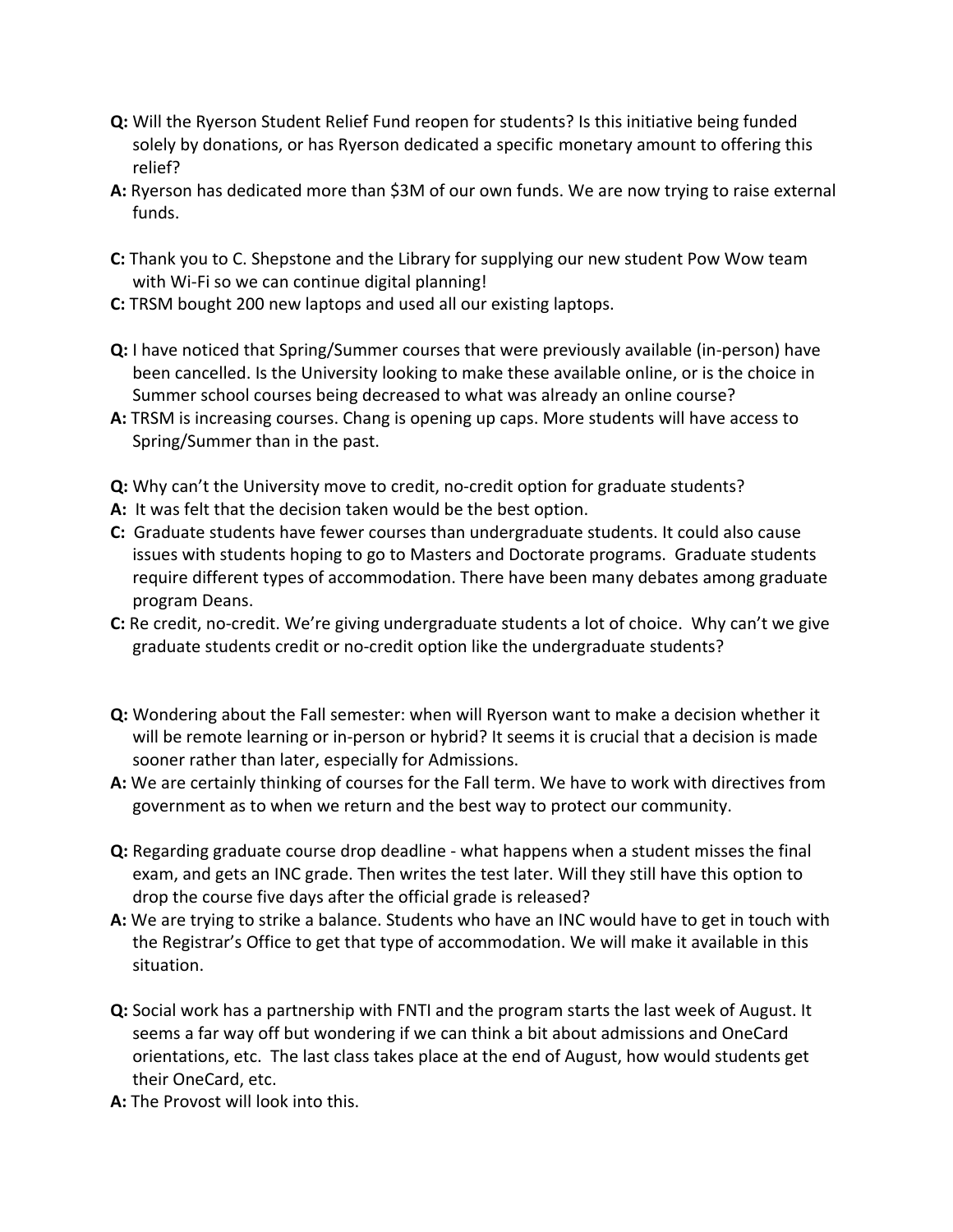**Q:** Will the Ryerson Student Relief Fund reopen for students? Is this initiative being funded solely by donations, or has Ryerson dedicated a specific monetary amount to offering this relief?

**A:** Ryerson has dedicated more than $3M of our own funds. We are now trying to raise external funds.

**C:** Thank you to C. Shepstone and the Library for supplying our new student Pow Wow team with Wi-Fi so we can continue digital planning!

**C:** TRSM bought 200 new laptops and used all our existing laptops.

**Q:** I have noticed that Spring/Summer courses that were previously available (in-person) have been cancelled. Is the University looking to make these available online, or is the choice in Summer school courses being decreased to what was already an online course?

**A:** TRSM is increasing courses. Chang is opening up caps. More students will have access to Spring/Summer than in the past.

**Q:** Why can't the University move to credit, no-credit option for graduate students?

**A:** It was felt that the decision taken would be the best option.

**C:** Graduate students have fewer courses than undergraduate students. It could also cause issues with students hoping to go to Masters and Doctorate programs. Graduate students require different types of accommodation. There have been many debates among graduate program Deans.

**C:** Re credit, no-credit. We're giving undergraduate students a lot of choice. Why can't we give graduate students credit or no-credit option like the undergraduate students?

**Q:** Wondering about the Fall semester: when will Ryerson want to make a decision whether it will be remote learning or in-person or hybrid? It seems it is crucial that a decision is made sooner rather than later, especially for Admissions.

**A:** We are certainly thinking of courses for the Fall term. We have to work with directives from government as to when we return and the best way to protect our community.

**Q:** Regarding graduate course drop deadline - what happens when a student misses the final exam, and gets an INC grade. Then writes the test later. Will they still have this option to drop the course five days after the official grade is released?

**A:** We are trying to strike a balance. Students who have an INC would have to get in touch with the Registrar's Office to get that type of accommodation. We will make it available in this situation.

**Q:** Social work has a partnership with FNTI and the program starts the last week of August. It seems a far way off but wondering if we can think a bit about admissions and OneCard orientations, etc. The last class takes place at the end of August, how would students get their OneCard, etc.

**A:** The Provost will look into this.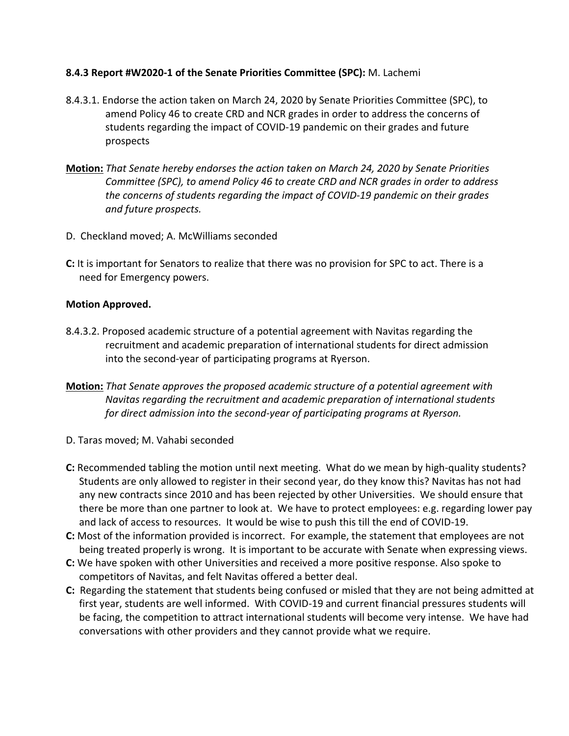**8.4.3 Report #W2020-1 of the Senate Priorities Committee (SPC):** M. Lachemi

8.4.3.1. Endorse the action taken on March 24, 2020 by Senate Priorities Committee (SPC), to amend Policy 46 to create CRD and NCR grades in order to address the concerns of students regarding the impact of COVID-19 pandemic on their grades and future prospects

**Motion:** *That Senate hereby endorses the action taken on March 24, 2020 by Senate Priorities Committee (SPC), to amend Policy 46 to create CRD and NCR grades in order to address the concerns of students regarding the impact of COVID-19 pandemic on their grades and future prospects.*

D. Checkland moved; A. McWilliams seconded

**C:** It is important for Senators to realize that there was no provision for SPC to act. There is a need for Emergency powers.

**Motion Approved.**

8.4.3.2. Proposed academic structure of a potential agreement with Navitas regarding the recruitment and academic preparation of international students for direct admission into the second-year of participating programs at Ryerson.

**Motion:** *That Senate approves the proposed academic structure of a potential agreement with Navitas regarding the recruitment and academic preparation of international students for direct admission into the second-year of participating programs at Ryerson.*

D. Taras moved; M. Vahabi seconded

**C:** Recommended tabling the motion until next meeting. What do we mean by high-quality students? Students are only allowed to register in their second year, do they know this? Navitas has not had any new contracts since 2010 and has been rejected by other Universities. We should ensure that there be more than one partner to look at. We have to protect employees: e.g. regarding lower pay and lack of access to resources. It would be wise to push this till the end of COVID-19.

**C:** Most of the information provided is incorrect. For example, the statement that employees are not being treated properly is wrong. It is important to be accurate with Senate when expressing views.

**C:** We have spoken with other Universities and received a more positive response. Also spoke to competitors of Navitas, and felt Navitas offered a better deal.

**C:** Regarding the statement that students being confused or misled that they are not being admitted at first year, students are well informed. With COVID-19 and current financial pressures students will be facing, the competition to attract international students will become very intense. We have had conversations with other providers and they cannot provide what we require.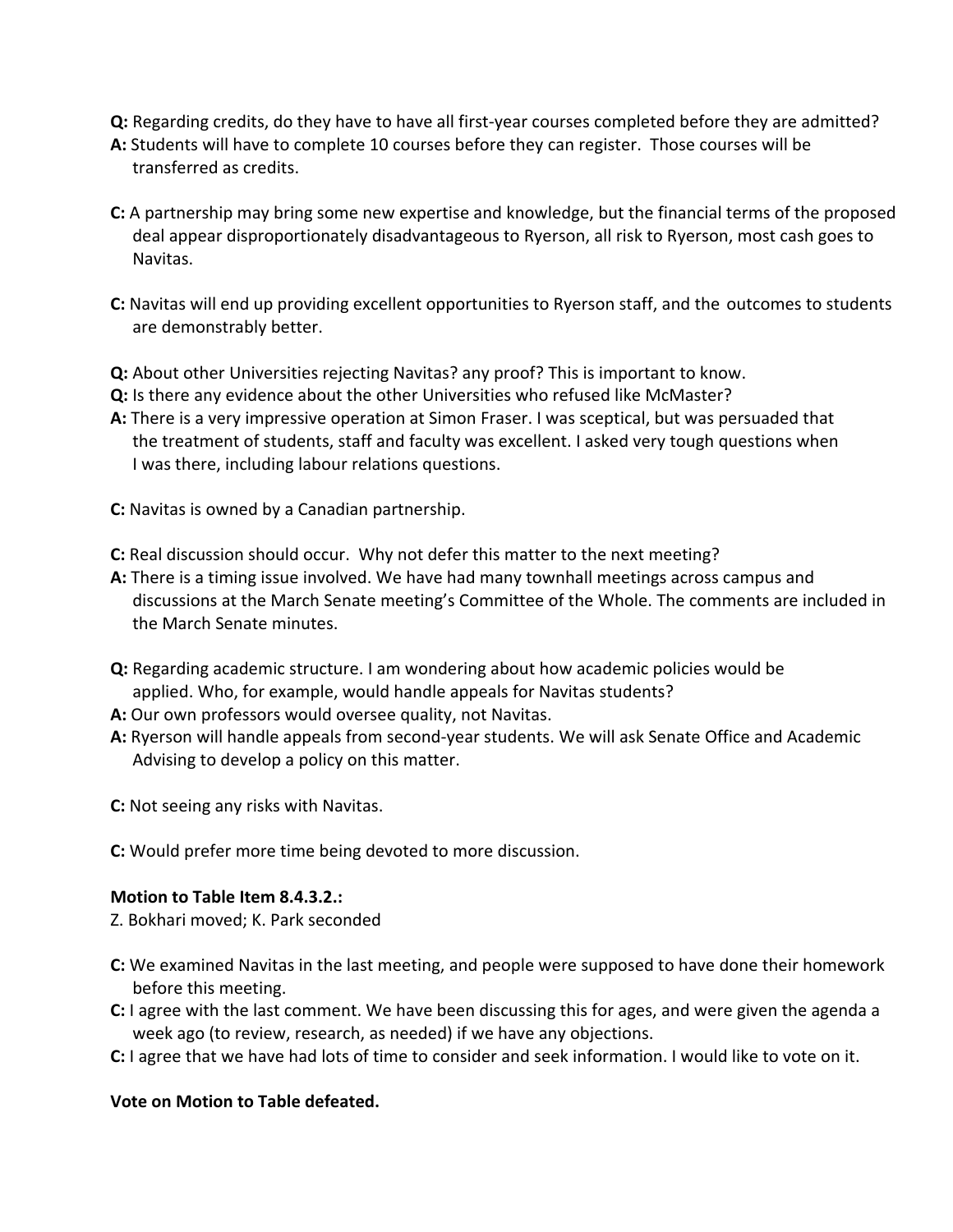**Q:** Regarding credits, do they have to have all first-year courses completed before they are admitted?
**A:** Students will have to complete 10 courses before they can register. Those courses will be transferred as credits.

**C:** A partnership may bring some new expertise and knowledge, but the financial terms of the proposed deal appear disproportionately disadvantageous to Ryerson, all risk to Ryerson, most cash goes to Navitas.

**C:** Navitas will end up providing excellent opportunities to Ryerson staff, and the outcomes to students are demonstrably better.

**Q:** About other Universities rejecting Navitas? any proof? This is important to know.
**Q:** Is there any evidence about the other Universities who refused like McMaster?
**A:** There is a very impressive operation at Simon Fraser. I was sceptical, but was persuaded that the treatment of students, staff and faculty was excellent. I asked very tough questions when I was there, including labour relations questions.

**C:** Navitas is owned by a Canadian partnership.

**C:** Real discussion should occur. Why not defer this matter to the next meeting?
**A:** There is a timing issue involved. We have had many townhall meetings across campus and discussions at the March Senate meeting's Committee of the Whole. The comments are included in the March Senate minutes.

**Q:** Regarding academic structure. I am wondering about how academic policies would be applied. Who, for example, would handle appeals for Navitas students?
**A:** Our own professors would oversee quality, not Navitas.
**A:** Ryerson will handle appeals from second-year students. We will ask Senate Office and Academic Advising to develop a policy on this matter.

**C:** Not seeing any risks with Navitas.

**C:** Would prefer more time being devoted to more discussion.

**Motion to Table Item 8.4.3.2.:**
Z. Bokhari moved; K. Park seconded

**C:** We examined Navitas in the last meeting, and people were supposed to have done their homework before this meeting.
**C:** I agree with the last comment. We have been discussing this for ages, and were given the agenda a week ago (to review, research, as needed) if we have any objections.
**C:** I agree that we have had lots of time to consider and seek information. I would like to vote on it.

**Vote on Motion to Table defeated.**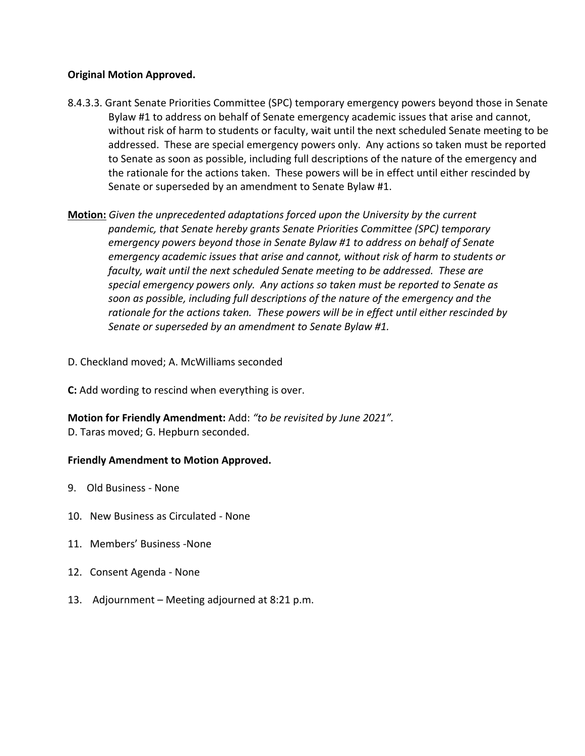**Original Motion Approved.**

8.4.3.3. Grant Senate Priorities Committee (SPC) temporary emergency powers beyond those in Senate Bylaw #1 to address on behalf of Senate emergency academic issues that arise and cannot, without risk of harm to students or faculty, wait until the next scheduled Senate meeting to be addressed. These are special emergency powers only. Any actions so taken must be reported to Senate as soon as possible, including full descriptions of the nature of the emergency and the rationale for the actions taken. These powers will be in effect until either rescinded by Senate or superseded by an amendment to Senate Bylaw #1.

**Motion:** *Given the unprecedented adaptations forced upon the University by the current pandemic, that Senate hereby grants Senate Priorities Committee (SPC) temporary emergency powers beyond those in Senate Bylaw #1 to address on behalf of Senate emergency academic issues that arise and cannot, without risk of harm to students or faculty, wait until the next scheduled Senate meeting to be addressed. These are special emergency powers only. Any actions so taken must be reported to Senate as soon as possible, including full descriptions of the nature of the emergency and the rationale for the actions taken. These powers will be in effect until either rescinded by Senate or superseded by an amendment to Senate Bylaw #1.*

D. Checkland moved; A. McWilliams seconded

**C:** Add wording to rescind when everything is over.

**Motion for Friendly Amendment:** Add: *"to be revisited by June 2021"*.
D. Taras moved; G. Hepburn seconded.

**Friendly Amendment to Motion Approved.**

9. Old Business - None

10. New Business as Circulated - None

11. Members' Business -None

12. Consent Agenda - None

13. Adjournment – Meeting adjourned at 8:21 p.m.